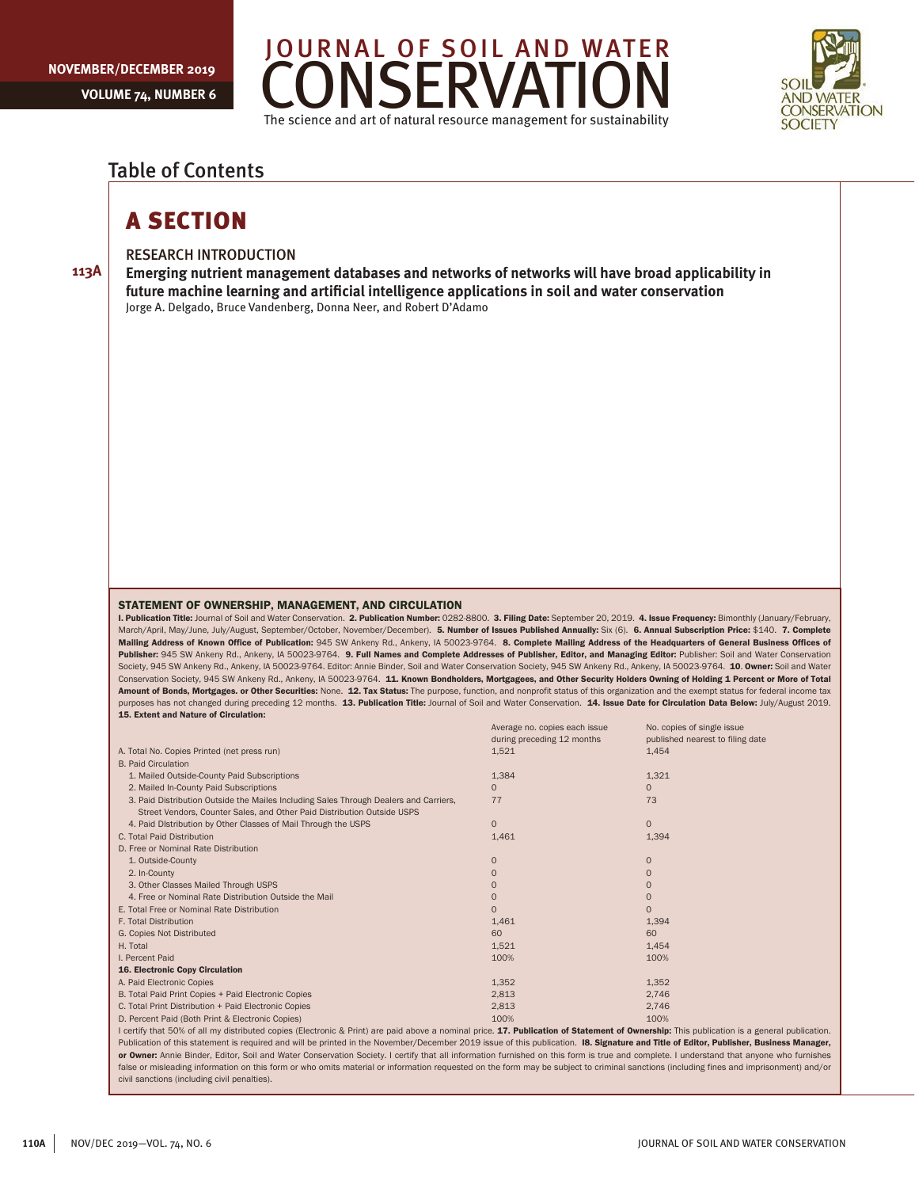# Table of Contents

## A SECTION

### RESEARCH INTRODUCTION

113A **Emerging nutrient management databases and networks of networks will have broad applicability in future machine learning and artificial intelligence applications in soil and water conservation**
Jorge A. Delgado, Bruce Vandenberg, Donna Neer, and Robert D'Adamo

### STATEMENT OF OWNERSHIP, MANAGEMENT, AND CIRCULATION

**I. Publication Title:** Journal of Soil and Water Conservation. **2. Publication Number:** 0282-8800. **3. Filing Date:** September 20, 2019. **4. Issue Frequency:** Bimonthly (January/February, March/April, May/June, July/August, September/October, November/December). **5. Number of Issues Published Annually:** Six (6). **6. Annual Subscription Price:** $140. **7. Complete Mailing Address of Known Office of Publication:** 945 SW Ankeny Rd., Ankeny, IA 50023-9764. **8. Complete Mailing Address of the Headquarters of General Business Offices of Publisher:** 945 SW Ankeny Rd., Ankeny, IA 50023-9764. **9. Full Names and Complete Addresses of Publisher, Editor, and Managing Editor:** Publisher: Soil and Water Conservation Society, 945 SW Ankeny Rd., Ankeny, IA 50023-9764. Editor: Annie Binder, Soil and Water Conservation Society, 945 SW Ankeny Rd., Ankeny, IA 50023-9764. **10. Owner:** Soil and Water Conservation Society, 945 SW Ankeny Rd., Ankeny, IA 50023-9764. **11. Known Bondholders, Mortgagees, and Other Security Holders Owning of Holding 1 Percent or More of Total Amount of Bonds, Mortgages. or Other Securities:** None. **12. Tax Status:** The purpose, function, and nonprofit status of this organization and the exempt status for federal income tax purposes has not changed during preceding 12 months. **13. Publication Title:** Journal of Soil and Water Conservation. **14. Issue Date for Circulation Data Below:** July/August 2019.
**15. Extent and Nature of Circulation:**

| | Average no. copies each issue during preceding 12 months | No. copies of single issue published nearest to filing date |
|---|---|---|
| A. Total No. Copies Printed (net press run) | 1,521 | 1,454 |
| B. Paid Circulation | | |
| 1. Mailed Outside-County Paid Subscriptions | 1,384 | 1,321 |
| 2. Mailed In-County Paid Subscriptions | 0 | 0 |
| 3. Paid Distribution Outside the Mailes Including Sales Through Dealers and Carriers, Street Vendors, Counter Sales, and Other Paid Distribution Outside USPS | 77 | 73 |
| 4. Paid DIstribution by Other Classes of Mail Through the USPS | 0 | 0 |
| C. Total Paid Distribution | 1,461 | 1,394 |
| D. Free or Nominal Rate Distribution | | |
| 1. Outside-County | 0 | 0 |
| 2. In-County | 0 | 0 |
| 3. Other Classes Mailed Through USPS | 0 | 0 |
| 4. Free or Nominal Rate Distribution Outside the Mail | 0 | 0 |
| E. Total Free or Nominal Rate Distribution | 0 | 0 |
| F. Total Distribution | 1,461 | 1,394 |
| G. Copies Not Distributed | 60 | 60 |
| H. Total | 1,521 | 1,454 |
| I. Percent Paid | 100% | 100% |
| **16. Electronic Copy Circulation** | | |
| A. Paid Electronic Copies | 1,352 | 1,352 |
| B. Total Paid Print Copies + Paid Electronic Copies | 2,813 | 2,746 |
| C. Total Print Distribution + Paid Electronic Copies | 2,813 | 2,746 |
| D. Percent Paid (Both Print & Electronic Copies) | 100% | 100% |

I certify that 50% of all my distributed copies (Electronic & Print) are paid above a nominal price. **17. Publication of Statement of Ownership:** This publication is a general publication. Publication of this statement is required and will be printed in the November/December 2019 issue of this publication. **I8. Signature and Title of Editor, Publisher, Business Manager, or Owner:** Annie Binder, Editor, Soil and Water Conservation Society. I certify that all information furnished on this form is true and complete. I understand that anyone who furnishes false or misleading information on this form or who omits material or information requested on the form may be subject to criminal sanctions (including fines and imprisonment) and/or civil sanctions (including civil penalties).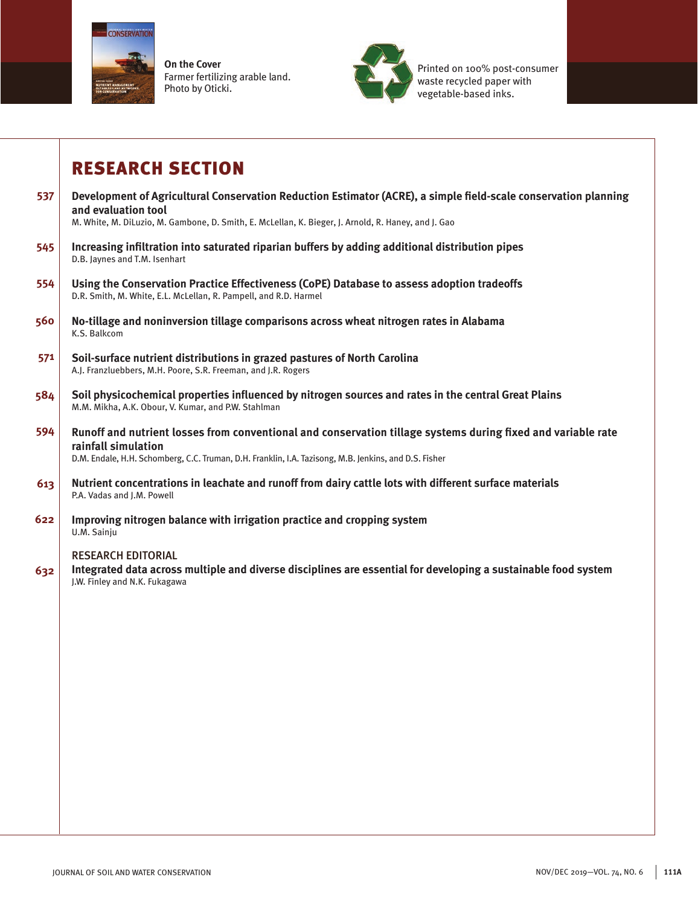**On the Cover**
Farmer fertilizing arable land.
Photo by Oticki.

Printed on 100% post-consumer waste recycled paper with vegetable-based inks.

# RESEARCH SECTION

**537** **Development of Agricultural Conservation Reduction Estimator (ACRE), a simple field-scale conservation planning and evaluation tool**
M. White, M. DiLuzio, M. Gambone, D. Smith, E. McLellan, K. Bieger, J. Arnold, R. Haney, and J. Gao

**545** **Increasing infiltration into saturated riparian buffers by adding additional distribution pipes**
D.B. Jaynes and T.M. Isenhart

**554** **Using the Conservation Practice Effectiveness (CoPE) Database to assess adoption tradeoffs**
D.R. Smith, M. White, E.L. McLellan, R. Pampell, and R.D. Harmel

**560** **No-tillage and noninversion tillage comparisons across wheat nitrogen rates in Alabama**
K.S. Balkcom

**571** **Soil-surface nutrient distributions in grazed pastures of North Carolina**
A.J. Franzluebbers, M.H. Poore, S.R. Freeman, and J.R. Rogers

**584** **Soil physicochemical properties influenced by nitrogen sources and rates in the central Great Plains**
M.M. Mikha, A.K. Obour, V. Kumar, and P.W. Stahlman

**594** **Runoff and nutrient losses from conventional and conservation tillage systems during fixed and variable rate rainfall simulation**
D.M. Endale, H.H. Schomberg, C.C. Truman, D.H. Franklin, I.A. Tazisong, M.B. Jenkins, and D.S. Fisher

**613** **Nutrient concentrations in leachate and runoff from dairy cattle lots with different surface materials**
P.A. Vadas and J.M. Powell

**622** **Improving nitrogen balance with irrigation practice and cropping system**
U.M. Sainju

RESEARCH EDITORIAL

**632** **Integrated data across multiple and diverse disciplines are essential for developing a sustainable food system**
J.W. Finley and N.K. Fukagawa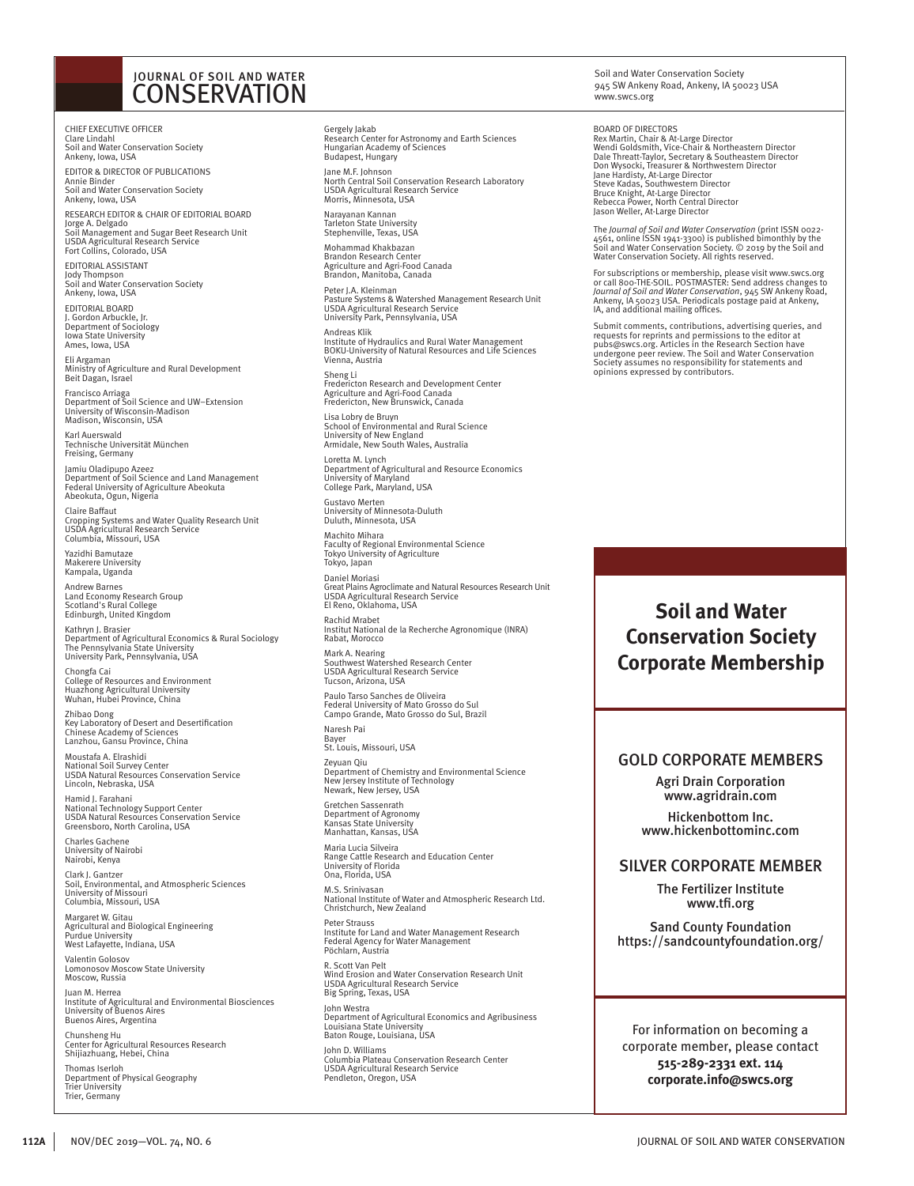# JOURNAL OF SOIL AND WATER CONSERVATION

CHIEF EXECUTIVE OFFICER
Clare Lindahl
Soil and Water Conservation Society
Ankeny, Iowa, USA

EDITOR & DIRECTOR OF PUBLICATIONS
Annie Binder
Soil and Water Conservation Society
Ankeny, Iowa, USA

RESEARCH EDITOR & CHAIR OF EDITORIAL BOARD
Jorge A. Delgado
Soil Management and Sugar Beet Research Unit
USDA Agricultural Research Service
Fort Collins, Colorado, USA

EDITORIAL ASSISTANT
Jody Thompson
Soil and Water Conservation Society
Ankeny, Iowa, USA

EDITORIAL BOARD
J. Gordon Arbuckle, Jr.
Department of Sociology
Iowa State University
Ames, Iowa, USA

Eli Argaman
Ministry of Agriculture and Rural Development
Beit Dagan, Israel

Francisco Arriaga
Department of Soil Science and UW–Extension
University of Wisconsin-Madison
Madison, Wisconsin, USA

Karl Auerswald
Technische Universität München
Freising, Germany

Jamiu Oladipupo Azeez
Department of Soil Science and Land Management
Federal University of Agriculture Abeokuta
Abeokuta, Ogun, Nigeria

Claire Baffaut
Cropping Systems and Water Quality Research Unit
USDA Agricultural Research Service
Columbia, Missouri, USA

Yazidhi Bamutaze
Makerere University
Kampala, Uganda

Andrew Barnes
Land Economy Research Group
Scotland's Rural College
Edinburgh, United Kingdom

Kathryn J. Brasier
Department of Agricultural Economics & Rural Sociology
The Pennsylvania State University
University Park, Pennsylvania, USA

Chongfa Cai
College of Resources and Environment
Huazhong Agricultural University
Wuhan, Hubei Province, China

Zhibao Dong
Key Laboratory of Desert and Desertification
Chinese Academy of Sciences
Lanzhou, Gansu Province, China

Moustafa A. Elrashidi
National Soil Survey Center
USDA Natural Resources Conservation Service
Lincoln, Nebraska, USA

Hamid J. Farahani
National Technology Support Center
USDA Natural Resources Conservation Service
Greensboro, North Carolina, USA

Charles Gachene
University of Nairobi
Nairobi, Kenya

Clark J. Gantzer
Soil, Environmental, and Atmospheric Sciences
University of Missouri
Columbia, Missouri, USA

Margaret W. Gitau
Agricultural and Biological Engineering
Purdue University
West Lafayette, Indiana, USA

Valentin Golosov
Lomonosov Moscow State University
Moscow, Russia

Juan M. Herrea
Institute of Agricultural and Environmental Biosciences
University of Buenos Aires
Buenos Aires, Argentina

Chunsheng Hu
Center for Agricultural Resources Research
Shijiazhuang, Hebei, China

Thomas Iserloh
Department of Physical Geography
Trier University
Trier, Germany

Gergely Jakab
Research Center for Astronomy and Earth Sciences
Hungarian Academy of Sciences
Budapest, Hungary

Jane M.F. Johnson
North Central Soil Conservation Research Laboratory
USDA Agricultural Research Service
Morris, Minnesota, USA

Narayanan Kannan
Tarleton State University
Stephenville, Texas, USA

Mohammad Khakbazan
Brandon Research Center
Agriculture and Agri-Food Canada
Brandon, Manitoba, Canada

Peter J.A. Kleinman
Pasture Systems & Watershed Management Research Unit
USDA Agricultural Research Service
University Park, Pennsylvania, USA

Andreas Klik
Institute of Hydraulics and Rural Water Management
BOKU-University of Natural Resources and Life Sciences
Vienna, Austria

Sheng Li
Fredericton Research and Development Center
Agriculture and Agri-Food Canada
Fredericton, New Brunswick, Canada

Lisa Lobry de Bruyn
School of Environmental and Rural Science
University of New England
Armidale, New South Wales, Australia

Loretta M. Lynch
Department of Agricultural and Resource Economics
University of Maryland
College Park, Maryland, USA

Gustavo Merten
University of Minnesota-Duluth
Duluth, Minnesota, USA

Machito Mihara
Faculty of Regional Environmental Science
Tokyo University of Agriculture
Tokyo, Japan

Daniel Moriasi
Great Plains Agroclimate and Natural Resources Research Unit
USDA Agricultural Research Service
El Reno, Oklahoma, USA

Rachid Mrabet
Institut National de la Recherche Agronomique (INRA)
Rabat, Morocco

Mark A. Nearing
Southwest Watershed Research Center
USDA Agricultural Research Service
Tucson, Arizona, USA

Paulo Tarso Sanches de Oliveira
Federal University of Mato Grosso do Sul
Campo Grande, Mato Grosso do Sul, Brazil

Naresh Pai
Bayer
St. Louis, Missouri, USA

Zeyuan Qiu
Department of Chemistry and Environmental Science
New Jersey Institute of Technology
Newark, New Jersey, USA

Gretchen Sassenrath
Department of Agronomy
Kansas State University
Manhattan, Kansas, USA

Maria Lucia Silveira
Range Cattle Research and Education Center
University of Florida
Ona, Florida, USA

M.S. Srinivasan
National Institute of Water and Atmospheric Research Ltd.
Christchurch, New Zealand

Peter Strauss
Institute for Land and Water Management Research
Federal Agency for Water Management
Pöchlarn, Austria

R. Scott Van Pelt
Wind Erosion and Water Conservation Research Unit
USDA Agricultural Research Service
Big Spring, Texas, USA

John Westra
Department of Agricultural Economics and Agribusiness
Louisiana State University
Baton Rouge, Louisiana, USA

John D. Williams
Columbia Plateau Conservation Research Center
USDA Agricultural Research Service
Pendleton, Oregon, USA

Soil and Water Conservation Society
945 SW Ankeny Road, Ankeny, IA 50023 USA
www.swcs.org

BOARD OF DIRECTORS
Rex Martin, Chair & At-Large Director
Wendi Goldsmith, Vice-Chair & Northeastern Director
Dale Threatt-Taylor, Secretary & Southeastern Director
Don Wysocki, Treasurer & Northwestern Director
Jane Hardisty, At-Large Director
Steve Kadas, Southwestern Director
Bruce Knight, At-Large Director
Rebecca Power, North Central Director
Jason Weller, At-Large Director

The *Journal of Soil and Water Conservation* (print ISSN 0022-4561, online ISSN 1941-3300) is published bimonthly by the Soil and Water Conservation Society. © 2019 by the Soil and Water Conservation Society. All rights reserved.

For subscriptions or membership, please visit www.swcs.org or call 800-THE-SOIL. POSTMASTER: Send address changes to *Journal of Soil and Water Conservation*, 945 SW Ankeny Road, Ankeny, IA 50023 USA. Periodicals postage paid at Ankeny, IA, and additional mailing offices.

Submit comments, contributions, advertising queries, and requests for reprints and permissions to the editor at pubs@swcs.org. Articles in the Research Section have undergone peer review. The Soil and Water Conservation Society assumes no responsibility for statements and opinions expressed by contributors.

## Soil and Water Conservation Society Corporate Membership

### GOLD CORPORATE MEMBERS

Agri Drain Corporation
www.agridrain.com

Hickenbottom Inc.
www.hickenbottominc.com

### SILVER CORPORATE MEMBER

The Fertilizer Institute
www.tfi.org

Sand County Foundation
https://sandcountyfoundation.org/

For information on becoming a corporate member, please contact
**515-289-2331 ext. 114**
**corporate.info@swcs.org**